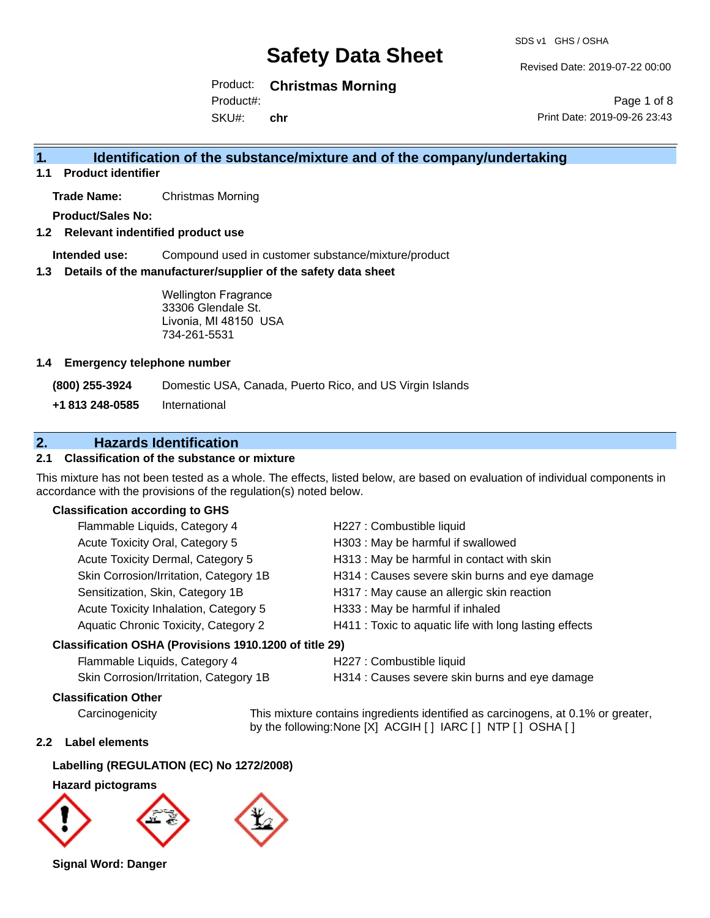# Safety Data Sheet

SDS v1 GHS / OSHA

Revised Date: 2019-07-22 00:00

Product: **Christmas Morning**

Product#:

SKU#: **chr**

Print Date: 2019-09-26 23:43

## 1. Identification of the substance/mixture and of the company/undertaking

### 1.1 Product identifier

**Trade Name:** Christmas Morning

**Product/Sales No:**

### 1.2 Relevant identified product use

**Intended use:** Compound used in customer substance/mixture/product

### 1.3 Details of the manufacturer/supplier of the safety data sheet

Wellington Fragrance
33306 Glendale St.
Livonia, MI 48150 USA
734-261-5531

### 1.4 Emergency telephone number

| | |
|---|---|
| **(800) 255-3924** | Domestic USA, Canada, Puerto Rico, and US Virgin Islands |
| **+1 813 248-0585** | International |

## 2. Hazards Identification

### 2.1 Classification of the substance or mixture

This mixture has not been tested as a whole. The effects, listed below, are based on evaluation of individual components in accordance with the provisions of the regulation(s) noted below.

**Classification according to GHS**

| | |
|---|---|
| Flammable Liquids, Category 4 | H227 : Combustible liquid |
| Acute Toxicity Oral, Category 5 | H303 : May be harmful if swallowed |
| Acute Toxicity Dermal, Category 5 | H313 : May be harmful in contact with skin |
| Skin Corrosion/Irritation, Category 1B | H314 : Causes severe skin burns and eye damage |
| Sensitization, Skin, Category 1B | H317 : May cause an allergic skin reaction |
| Acute Toxicity Inhalation, Category 5 | H333 : May be harmful if inhaled |
| Aquatic Chronic Toxicity, Category 2 | H411 : Toxic to aquatic life with long lasting effects |

**Classification OSHA (Provisions 1910.1200 of title 29)**

| | |
|---|---|
| Flammable Liquids, Category 4 | H227 : Combustible liquid |
| Skin Corrosion/Irritation, Category 1B | H314 : Causes severe skin burns and eye damage |

**Classification Other**

Carcinogenicity — This mixture contains ingredients identified as carcinogens, at 0.1% or greater, by the following:None [X] ACGIH [ ] IARC [ ] NTP [ ] OSHA [ ]

### 2.2 Label elements

**Labelling (REGULATION (EC) No 1272/2008)**

**Hazard pictograms**

**Signal Word: Danger**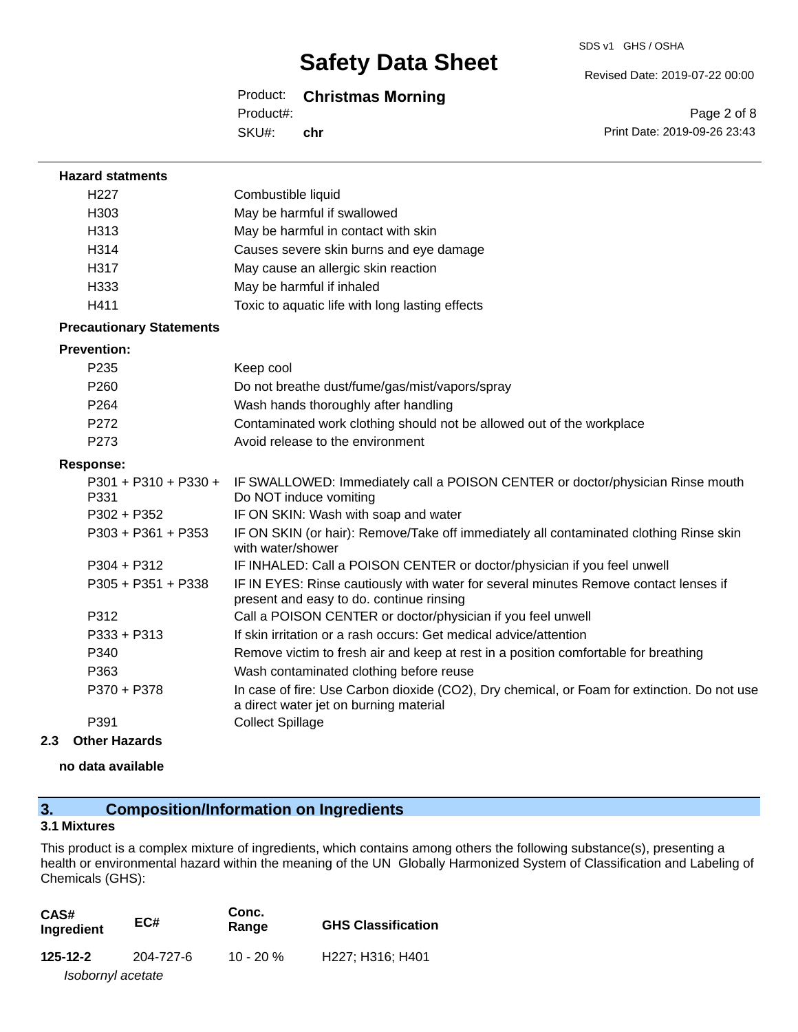**Hazard statments**

| | |
|---|---|
| H227 | Combustible liquid |
| H303 | May be harmful if swallowed |
| H313 | May be harmful in contact with skin |
| H314 | Causes severe skin burns and eye damage |
| H317 | May cause an allergic skin reaction |
| H333 | May be harmful if inhaled |
| H411 | Toxic to aquatic life with long lasting effects |

**Precautionary Statements**

**Prevention:**

| | |
|---|---|
| P235 | Keep cool |
| P260 | Do not breathe dust/fume/gas/mist/vapors/spray |
| P264 | Wash hands thoroughly after handling |
| P272 | Contaminated work clothing should not be allowed out of the workplace |
| P273 | Avoid release to the environment |

**Response:**

| | |
|---|---|
| P301 + P310 + P330 + P331 | IF SWALLOWED: Immediately call a POISON CENTER or doctor/physician Rinse mouth Do NOT induce vomiting |
| P302 + P352 | IF ON SKIN: Wash with soap and water |
| P303 + P361 + P353 | IF ON SKIN (or hair): Remove/Take off immediately all contaminated clothing Rinse skin with water/shower |
| P304 + P312 | IF INHALED: Call a POISON CENTER or doctor/physician if you feel unwell |
| P305 + P351 + P338 | IF IN EYES: Rinse cautiously with water for several minutes Remove contact lenses if present and easy to do. continue rinsing |
| P312 | Call a POISON CENTER or doctor/physician if you feel unwell |
| P333 + P313 | If skin irritation or a rash occurs: Get medical advice/attention |
| P340 | Remove victim to fresh air and keep at rest in a position comfortable for breathing |
| P363 | Wash contaminated clothing before reuse |
| P370 + P378 | In case of fire: Use Carbon dioxide (CO2), Dry chemical, or Foam for extinction. Do not use a direct water jet on burning material |
| P391 | Collect Spillage |

### 2.3 Other Hazards

**no data available**

## 3. Composition/Information on Ingredients

### 3.1 Mixtures

This product is a complex mixture of ingredients, which contains among others the following substance(s), presenting a health or environmental hazard within the meaning of the UN Globally Harmonized System of Classification and Labeling of Chemicals (GHS):

| CAS# Ingredient | EC# | Conc. Range | GHS Classification |
|---|---|---|---|
| **125-12-2** *Isobornyl acetate* | 204-727-6 | 10 - 20 % | H227; H316; H401 |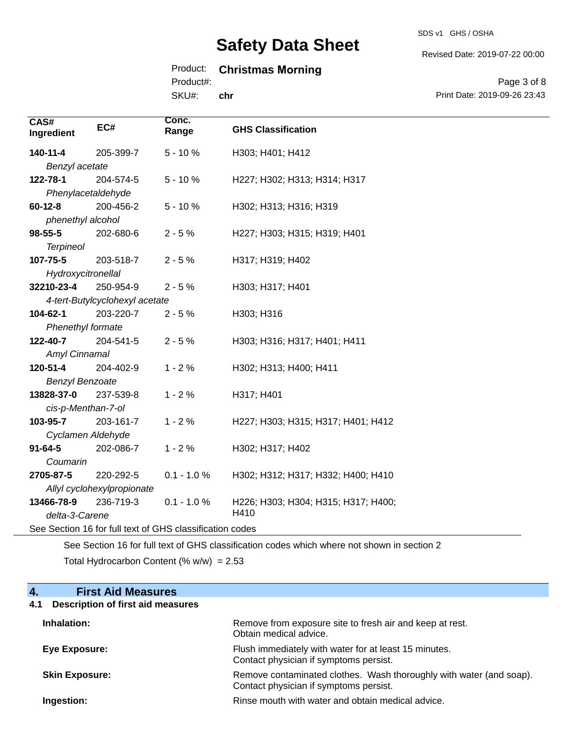| CAS# Ingredient | EC# | Conc. Range | GHS Classification |
|---|---|---|---|
| **140-11-4** *Benzyl acetate* | 205-399-7 | 5 - 10 % | H303; H401; H412 |
| **122-78-1** *Phenylacetaldehyde* | 204-574-5 | 5 - 10 % | H227; H302; H313; H314; H317 |
| **60-12-8** *phenethyl alcohol* | 200-456-2 | 5 - 10 % | H302; H313; H316; H319 |
| **98-55-5** *Terpineol* | 202-680-6 | 2 - 5 % | H227; H303; H315; H319; H401 |
| **107-75-5** *Hydroxycitronellal* | 203-518-7 | 2 - 5 % | H317; H319; H402 |
| **32210-23-4** *4-tert-Butylcyclohexyl acetate* | 250-954-9 | 2 - 5 % | H303; H317; H401 |
| **104-62-1** *Phenethyl formate* | 203-220-7 | 2 - 5 % | H303; H316 |
| **122-40-7** *Amyl Cinnamal* | 204-541-5 | 2 - 5 % | H303; H316; H317; H401; H411 |
| **120-51-4** *Benzyl Benzoate* | 204-402-9 | 1 - 2 % | H302; H313; H400; H411 |
| **13828-37-0** *cis-p-Menthan-7-ol* | 237-539-8 | 1 - 2 % | H317; H401 |
| **103-95-7** *Cyclamen Aldehyde* | 203-161-7 | 1 - 2 % | H227; H303; H315; H317; H401; H412 |
| **91-64-5** *Coumarin* | 202-086-7 | 1 - 2 % | H302; H317; H402 |
| **2705-87-5** *Allyl cyclohexylpropionate* | 220-292-5 | 0.1 - 1.0 % | H302; H312; H317; H332; H400; H410 |
| **13466-78-9** *delta-3-Carene* | 236-719-3 | 0.1 - 1.0 % | H226; H303; H304; H315; H317; H400; H410 |

See Section 16 for full text of GHS classification codes

See Section 16 for full text of GHS classification codes which where not shown in section 2

Total Hydrocarbon Content (% w/w) = 2.53

## 4. First Aid Measures

### 4.1 Description of first aid measures

**Inhalation:** Remove from exposure site to fresh air and keep at rest. Obtain medical advice.

**Eye Exposure:** Flush immediately with water for at least 15 minutes. Contact physician if symptoms persist.

**Skin Exposure:** Remove contaminated clothes. Wash thoroughly with water (and soap). Contact physician if symptoms persist.

**Ingestion:** Rinse mouth with water and obtain medical advice.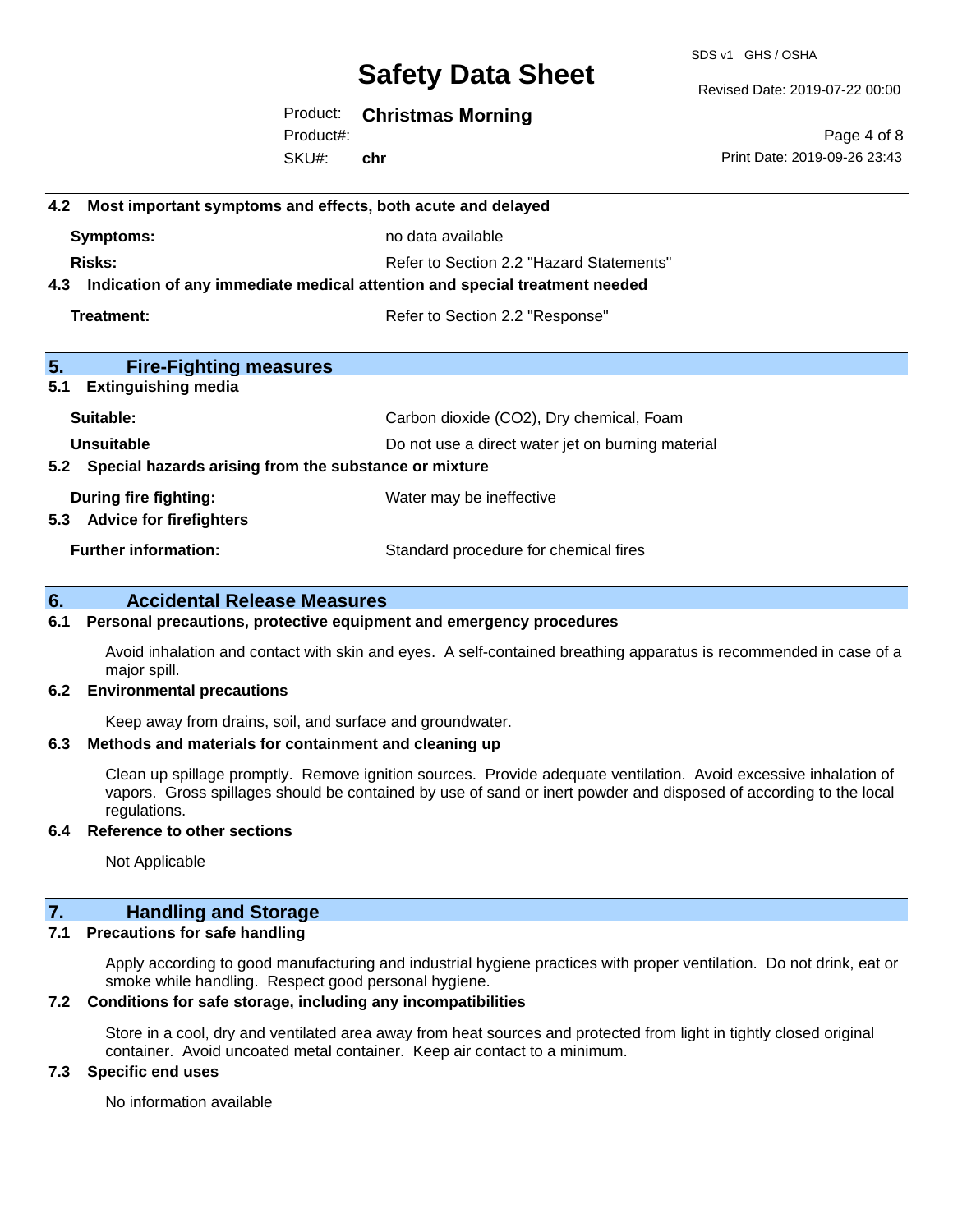### 4.2 Most important symptoms and effects, both acute and delayed

| | |
|---|---|
| **Symptoms:** | no data available |
| **Risks:** | Refer to Section 2.2 "Hazard Statements" |

### 4.3 Indication of any immediate medical attention and special treatment needed

| | |
|---|---|
| **Treatment:** | Refer to Section 2.2 "Response" |

## 5. Fire-Fighting measures

### 5.1 Extinguishing media

| | |
|---|---|
| **Suitable:** | Carbon dioxide ($CO_2$), Dry chemical, Foam |
| **Unsuitable** | Do not use a direct water jet on burning material |

### 5.2 Special hazards arising from the substance or mixture

| | |
|---|---|
| **During fire fighting:** | Water may be ineffective |

### 5.3 Advice for firefighters

| | |
|---|---|
| **Further information:** | Standard procedure for chemical fires |

## 6. Accidental Release Measures

### 6.1 Personal precautions, protective equipment and emergency procedures

Avoid inhalation and contact with skin and eyes. A self-contained breathing apparatus is recommended in case of a major spill.

### 6.2 Environmental precautions

Keep away from drains, soil, and surface and groundwater.

### 6.3 Methods and materials for containment and cleaning up

Clean up spillage promptly. Remove ignition sources. Provide adequate ventilation. Avoid excessive inhalation of vapors. Gross spillages should be contained by use of sand or inert powder and disposed of according to the local regulations.

### 6.4 Reference to other sections

Not Applicable

## 7. Handling and Storage

### 7.1 Precautions for safe handling

Apply according to good manufacturing and industrial hygiene practices with proper ventilation. Do not drink, eat or smoke while handling. Respect good personal hygiene.

### 7.2 Conditions for safe storage, including any incompatibilities

Store in a cool, dry and ventilated area away from heat sources and protected from light in tightly closed original container. Avoid uncoated metal container. Keep air contact to a minimum.

### 7.3 Specific end uses

No information available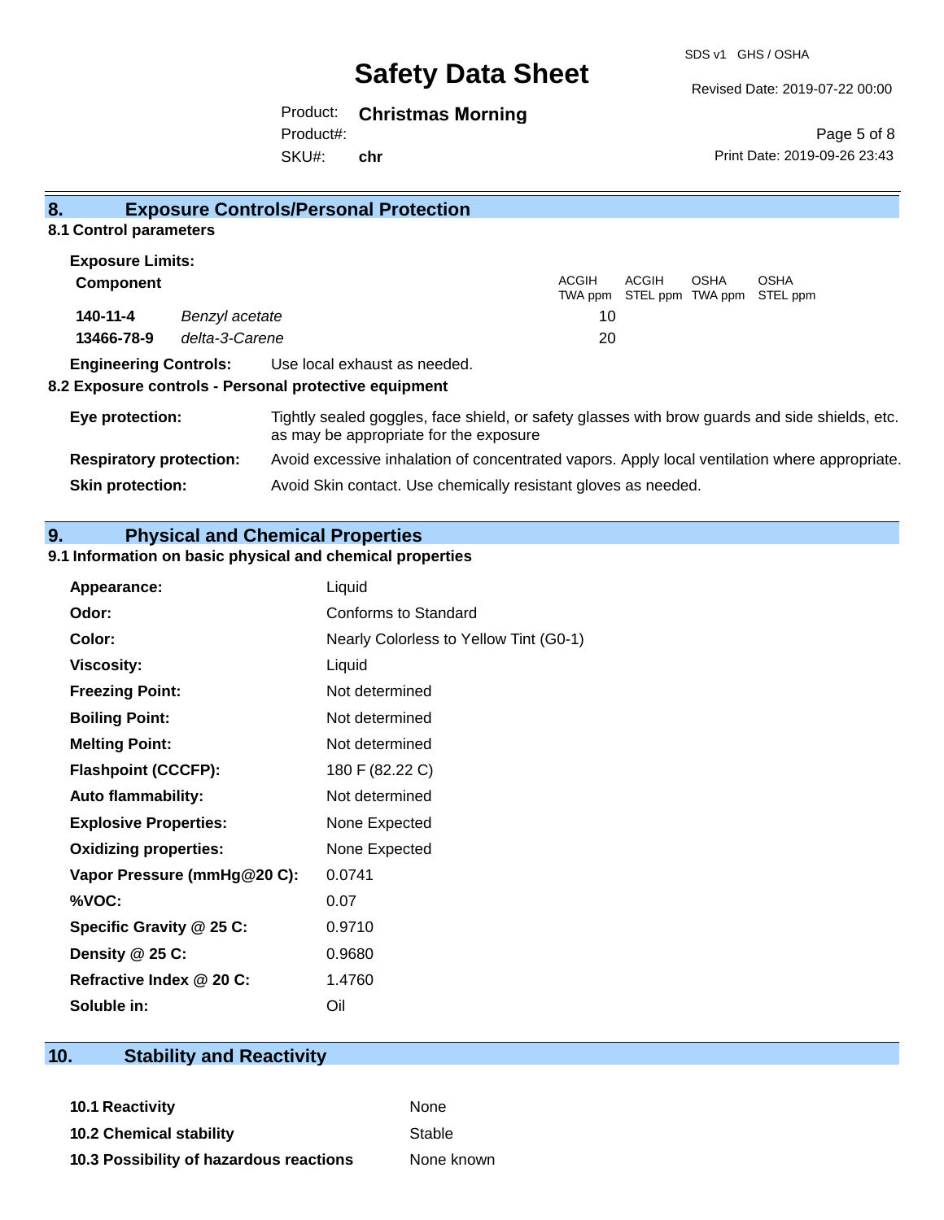## 8. Exposure Controls/Personal Protection

### 8.1 Control parameters

**Exposure Limits:**

| Component | | ACGIH TWA ppm | ACGIH STEL ppm | OSHA TWA ppm | OSHA STEL ppm |
|---|---|---|---|---|---|
| **140-11-4** | *Benzyl acetate* | 10 | | | |
| **13466-78-9** | *delta-3-Carene* | 20 | | | |

**Engineering Controls:** Use local exhaust as needed.

### 8.2 Exposure controls - Personal protective equipment

**Eye protection:** Tightly sealed goggles, face shield, or safety glasses with brow guards and side shields, etc. as may be appropriate for the exposure

**Respiratory protection:** Avoid excessive inhalation of concentrated vapors. Apply local ventilation where appropriate.

**Skin protection:** Avoid Skin contact. Use chemically resistant gloves as needed.

## 9. Physical and Chemical Properties

### 9.1 Information on basic physical and chemical properties

| | |
|---|---|
| **Appearance:** | Liquid |
| **Odor:** | Conforms to Standard |
| **Color:** | Nearly Colorless to Yellow Tint (G0-1) |
| **Viscosity:** | Liquid |
| **Freezing Point:** | Not determined |
| **Boiling Point:** | Not determined |
| **Melting Point:** | Not determined |
| **Flashpoint (CCCFP):** | 180 F (82.22 C) |
| **Auto flammability:** | Not determined |
| **Explosive Properties:** | None Expected |
| **Oxidizing properties:** | None Expected |
| **Vapor Pressure (mmHg@20 C):** | 0.0741 |
| **%VOC:** | 0.07 |
| **Specific Gravity @ 25 C:** | 0.9710 |
| **Density @ 25 C:** | 0.9680 |
| **Refractive Index @ 20 C:** | 1.4760 |
| **Soluble in:** | Oil |

## 10. Stability and Reactivity

| | |
|---|---|
| **10.1 Reactivity** | None |
| **10.2 Chemical stability** | Stable |
| **10.3 Possibility of hazardous reactions** | None known |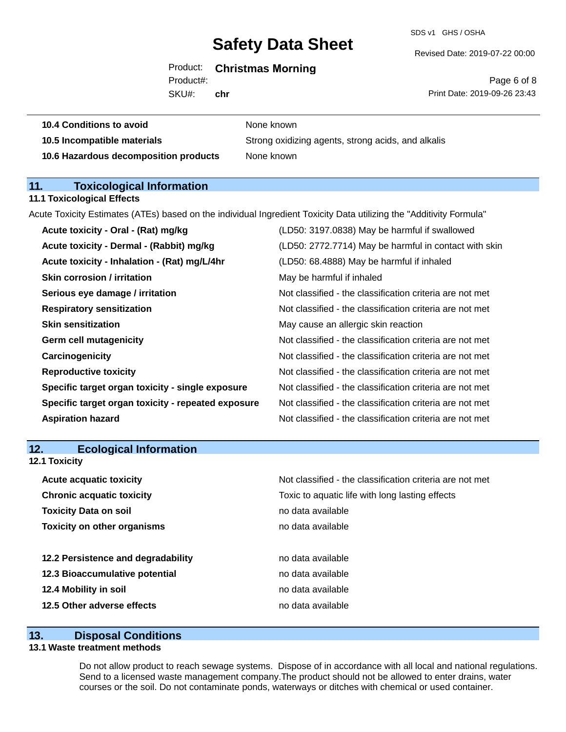| | |
|---|---|
| **10.4 Conditions to avoid** | None known |
| **10.5 Incompatible materials** | Strong oxidizing agents, strong acids, and alkalis |
| **10.6 Hazardous decomposition products** | None known |

## 11. Toxicological Information

### 11.1 Toxicological Effects

Acute Toxicity Estimates (ATEs) based on the individual Ingredient Toxicity Data utilizing the "Additivity Formula"

| | |
|---|---|
| **Acute toxicity - Oral - (Rat) mg/kg** | (LD50: 3197.0838) May be harmful if swallowed |
| **Acute toxicity - Dermal - (Rabbit) mg/kg** | (LD50: 2772.7714) May be harmful in contact with skin |
| **Acute toxicity - Inhalation - (Rat) mg/L/4hr** | (LD50: 68.4888) May be harmful if inhaled |
| **Skin corrosion / irritation** | May be harmful if inhaled |
| **Serious eye damage / irritation** | Not classified - the classification criteria are not met |
| **Respiratory sensitization** | Not classified - the classification criteria are not met |
| **Skin sensitization** | May cause an allergic skin reaction |
| **Germ cell mutagenicity** | Not classified - the classification criteria are not met |
| **Carcinogenicity** | Not classified - the classification criteria are not met |
| **Reproductive toxicity** | Not classified - the classification criteria are not met |
| **Specific target organ toxicity - single exposure** | Not classified - the classification criteria are not met |
| **Specific target organ toxicity - repeated exposure** | Not classified - the classification criteria are not met |
| **Aspiration hazard** | Not classified - the classification criteria are not met |

## 12. Ecological Information

### 12.1 Toxicity

| | |
|---|---|
| **Acute acquatic toxicity** | Not classified - the classification criteria are not met |
| **Chronic acquatic toxicity** | Toxic to aquatic life with long lasting effects |
| **Toxicity Data on soil** | no data available |
| **Toxicity on other organisms** | no data available |

| | |
|---|---|
| **12.2 Persistence and degradability** | no data available |
| **12.3 Bioaccumulative potential** | no data available |
| **12.4 Mobility in soil** | no data available |
| **12.5 Other adverse effects** | no data available |

## 13. Disposal Conditions

### 13.1 Waste treatment methods

Do not allow product to reach sewage systems. Dispose of in accordance with all local and national regulations. Send to a licensed waste management company.The product should not be allowed to enter drains, water courses or the soil. Do not contaminate ponds, waterways or ditches with chemical or used container.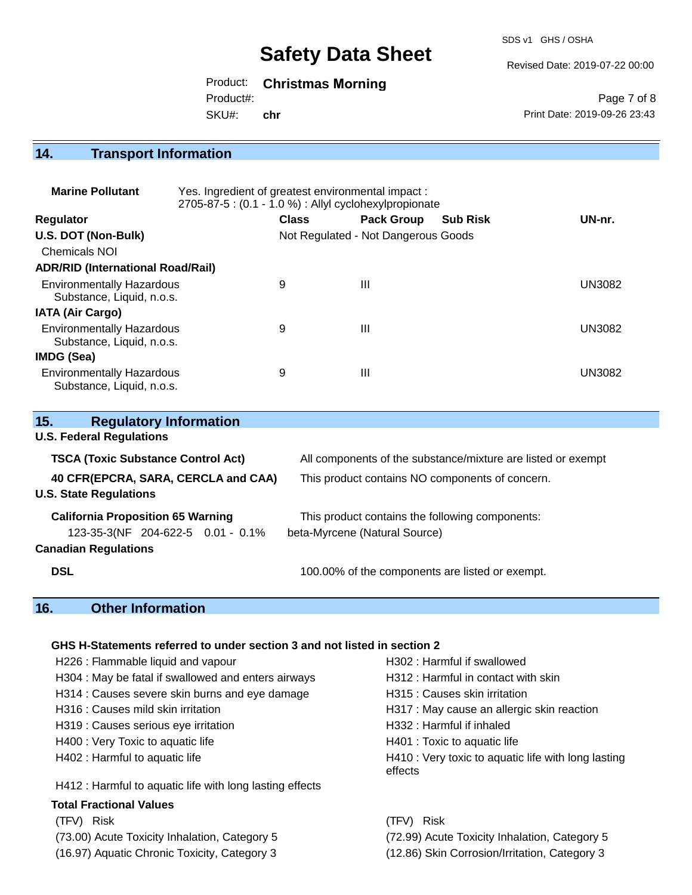## 14. Transport Information

**Marine Pollutant** Yes. Ingredient of greatest environmental impact : 2705-87-5 : (0.1 - 1.0 %) : Allyl cyclohexylpropionate

| Regulator | Class | Pack Group | Sub Risk | UN-nr. |
|---|---|---|---|---|
| **U.S. DOT (Non-Bulk)** | Not Regulated - Not Dangerous Goods | | | |
| Chemicals NOI | | | | |
| **ADR/RID (International Road/Rail)** | | | | |
| Environmentally Hazardous Substance, Liquid, n.o.s. | 9 | III | | UN3082 |
| **IATA (Air Cargo)** | | | | |
| Environmentally Hazardous Substance, Liquid, n.o.s. | 9 | III | | UN3082 |
| **IMDG (Sea)** | | | | |
| Environmentally Hazardous Substance, Liquid, n.o.s. | 9 | III | | UN3082 |

## 15. Regulatory Information

**U.S. Federal Regulations**

**TSCA (Toxic Substance Control Act)** All components of the substance/mixture are listed or exempt

**40 CFR(EPCRA, SARA, CERCLA and CAA)** This product contains NO components of concern.

**U.S. State Regulations**

**California Proposition 65 Warning** This product contains the following components:

123-35-3(NF 204-622-5 0.01 - 0.1% beta-Myrcene (Natural Source)

**Canadian Regulations**

**DSL** 100.00% of the components are listed or exempt.

## 16. Other Information

**GHS H-Statements referred to under section 3 and not listed in section 2**

- H226 : Flammable liquid and vapour
- H302 : Harmful if swallowed
- H304 : May be fatal if swallowed and enters airways
- H312 : Harmful in contact with skin
- H314 : Causes severe skin burns and eye damage
- H315 : Causes skin irritation
- H316 : Causes mild skin irritation
- H317 : May cause an allergic skin reaction
- H319 : Causes serious eye irritation
- H332 : Harmful if inhaled
- H400 : Very Toxic to aquatic life
- H401 : Toxic to aquatic life
- H402 : Harmful to aquatic life
- H410 : Very toxic to aquatic life with long lasting effects
- H412 : Harmful to aquatic life with long lasting effects

**Total Fractional Values**

| (TFV) Risk | (TFV) Risk |
|---|---|
| (73.00) Acute Toxicity Inhalation, Category 5 | (72.99) Acute Toxicity Inhalation, Category 5 |
| (16.97) Aquatic Chronic Toxicity, Category 3 | (12.86) Skin Corrosion/Irritation, Category 3 |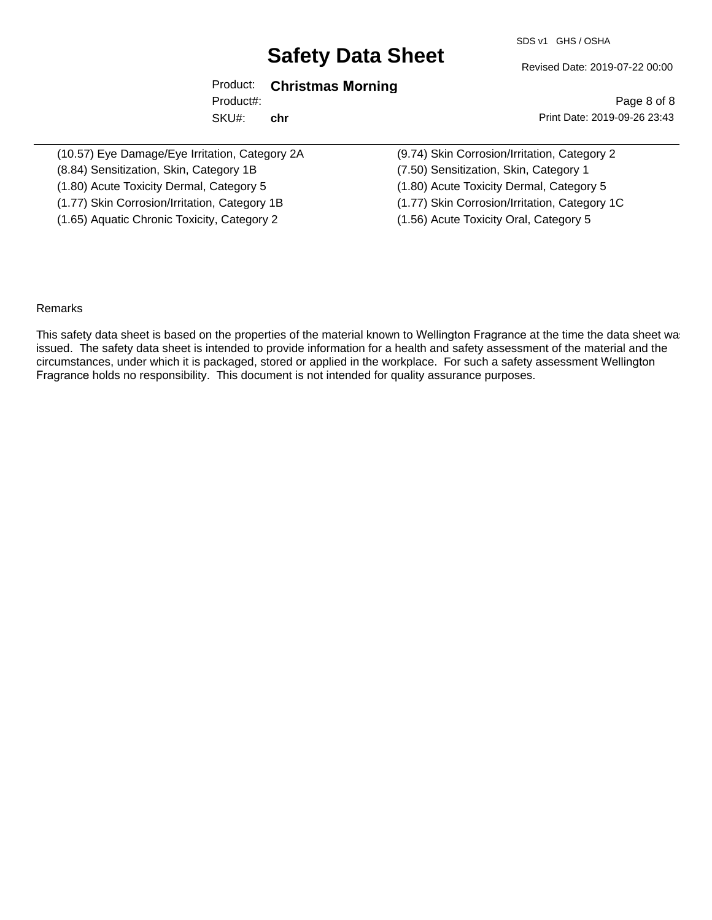(10.57) Eye Damage/Eye Irritation, Category 2A
(8.84) Sensitization, Skin, Category 1B
(1.80) Acute Toxicity Dermal, Category 5
(1.77) Skin Corrosion/Irritation, Category 1B
(1.65) Aquatic Chronic Toxicity, Category 2
(9.74) Skin Corrosion/Irritation, Category 2
(7.50) Sensitization, Skin, Category 1
(1.80) Acute Toxicity Dermal, Category 5
(1.77) Skin Corrosion/Irritation, Category 1C
(1.56) Acute Toxicity Oral, Category 5

Remarks

This safety data sheet is based on the properties of the material known to Wellington Fragrance at the time the data sheet was issued. The safety data sheet is intended to provide information for a health and safety assessment of the material and the circumstances, under which it is packaged, stored or applied in the workplace. For such a safety assessment Wellington Fragrance holds no responsibility. This document is not intended for quality assurance purposes.